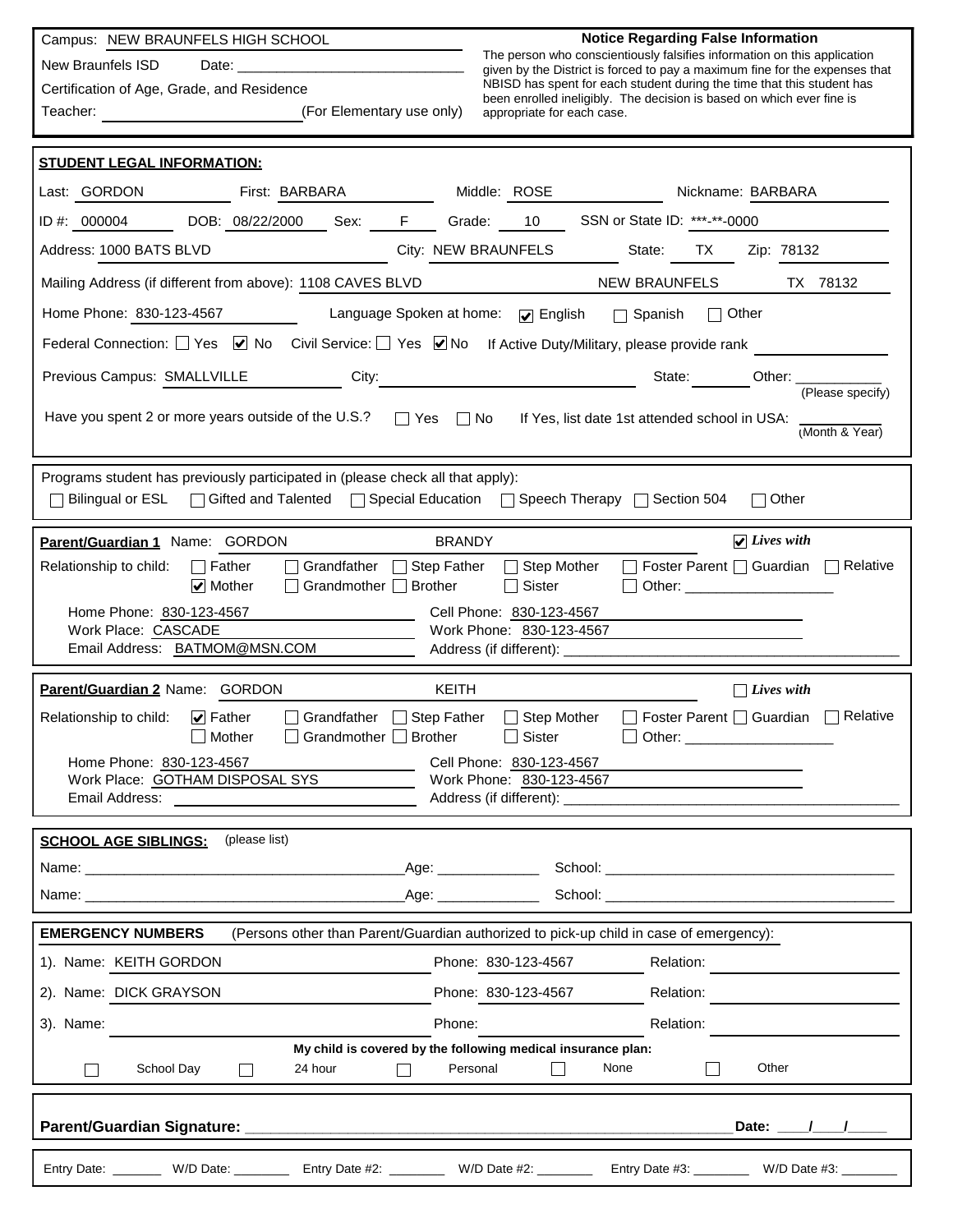Campus: NEW BRAUNFELS HIGH SCHOOL

New Braunfels ISD Date: \_\_\_\_\_\_\_\_\_\_\_\_\_\_\_\_\_\_\_\_\_\_\_\_

Certification of Age, Grade, and Residence

Teacher: \_\_\_\_\_\_\_\_\_\_\_\_\_\_\_\_\_\_\_\_ (For Elementary use only)

**Notice Regarding False Information**

The person who conscientiously falsifies information on this application given by the District is forced to pay a maximum fine for the expenses that NBISD has spent for each student during the time that this student has been enrolled ineligibly. The decision is based on which ever fine is appropriate for each case.

**STUDENT LEGAL INFORMATION:**

Last: GORDON First: BARBARA Middle: ROSE Nickname: BARBARA

ID #: 000004 DOB: 08/22/2000 Sex: F Grade: 10 SSN or State ID: ***-**-0000

Address: 1000 BATS BLVD City: NEW BRAUNFELS State: TX Zip: 78132

Mailing Address (if different from above): 1108 CAVES BLVD NEW BRAUNFELS TX 78132

Home Phone: 830-123-4567 Language Spoken at home: ☑ English ☐ Spanish ☐ Other

Federal Connection: ☐ Yes ☑ No Civil Service: ☐ Yes ☑ No If Active Duty/Military, please provide rank \_\_\_\_\_\_\_\_

Previous Campus: SMALLVILLE City: \_\_\_\_\_\_\_\_ State: \_\_\_\_ Other: \_\_\_\_\_\_\_\_ (Please specify)

Have you spent 2 or more years outside of the U.S.? ☐ Yes ☐ No If Yes, list date 1st attended school in USA: \_\_\_\_\_\_ (Month & Year)

Programs student has previously participated in (please check all that apply):

☐ Bilingual or ESL ☐ Gifted and Talented ☐ Special Education ☐ Speech Therapy ☐ Section 504 ☐ Other

**Parent/Guardian 1** Name: GORDON BRANDY ☑ *Lives with*

Relationship to child: ☐ Father ☑ Mother ☐ Grandfather ☐ Grandmother ☐ Step Father ☐ Brother ☐ Step Mother ☐ Sister ☐ Foster Parent ☐ Guardian ☐ Relative ☐ Other: \_\_\_\_\_\_\_\_

Home Phone: 830-123-4567 Cell Phone: 830-123-4567

Work Place: CASCADE Work Phone: 830-123-4567

Email Address: BATMOM@MSN.COM Address (if different): \_\_\_\_\_\_\_\_

**Parent/Guardian 2** Name: GORDON KEITH ☐ *Lives with*

Relationship to child: ☑ Father ☐ Mother ☐ Grandfather ☐ Grandmother ☐ Step Father ☐ Brother ☐ Step Mother ☐ Sister ☐ Foster Parent ☐ Guardian ☐ Relative ☐ Other: \_\_\_\_\_\_\_\_

Home Phone: 830-123-4567 Cell Phone: 830-123-4567

Work Place: GOTHAM DISPOSAL SYS Work Phone: 830-123-4567

Email Address: \_\_\_\_\_\_\_\_ Address (if different): \_\_\_\_\_\_\_\_

**SCHOOL AGE SIBLINGS:** (please list)

Name: \_\_\_\_\_\_\_\_ Age: \_\_\_\_\_\_ School: \_\_\_\_\_\_\_\_

Name: \_\_\_\_\_\_\_\_ Age: \_\_\_\_\_\_ School: \_\_\_\_\_\_\_\_

**EMERGENCY NUMBERS** (Persons other than Parent/Guardian authorized to pick-up child in case of emergency):

1). Name: KEITH GORDON Phone: 830-123-4567 Relation: \_\_\_\_\_\_\_\_

2). Name: DICK GRAYSON Phone: 830-123-4567 Relation: \_\_\_\_\_\_\_\_

3). Name: \_\_\_\_\_\_\_\_ Phone: \_\_\_\_\_\_\_\_ Relation: \_\_\_\_\_\_\_\_

**My child is covered by the following medical insurance plan:**

☐ School Day ☐ 24 hour ☐ Personal ☐ None ☐ Other

**Parent/Guardian Signature:** \_\_\_\_\_\_\_\_\_\_\_\_\_\_\_\_\_\_\_\_\_\_\_\_ **Date:** \_\_\_\_/\_\_\_\_/\_\_\_\_\_

Entry Date: \_\_\_\_\_\_ W/D Date: \_\_\_\_\_\_ Entry Date #2: \_\_\_\_\_\_ W/D Date #2: \_\_\_\_\_\_ Entry Date #3: \_\_\_\_\_\_ W/D Date #3: \_\_\_\_\_\_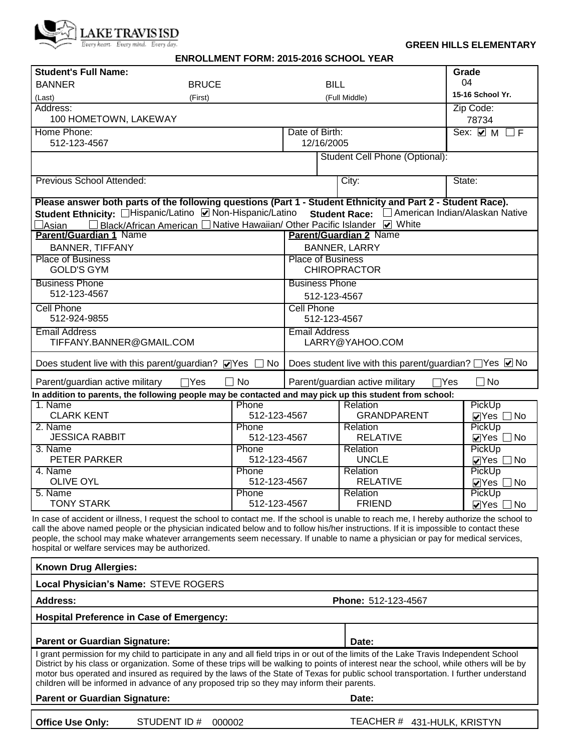LAKE TRAVIS ISD
Every heart. Every mind. Every day.

**GREEN HILLS ELEMENTARY**

**ENROLLMENT FORM: 2015-2016 SCHOOL YEAR**

| **Student's Full Name:** | | | **Grade** |
|---|---|---|---|
| BANNER | BRUCE | BILL | 04 |
| (Last) | (First) | (Full Middle) | **15-16 School Yr.** |

| Address: | Zip Code: |
|---|---|
| 100 HOMETOWN, LAKEWAY | 78734 |

| Home Phone: | Date of Birth: | Sex: |
|---|---|---|
| 512-123-4567 | 12/16/2005 | ☑ M ☐ F |

| | Student Cell Phone (Optional): |
|---|---|
| | |

| Previous School Attended: | City: | State: |
|---|---|---|
| | | |

**Please answer both parts of the following questions (Part 1 - Student Ethnicity and Part 2 - Student Race).**

**Student Ethnicity:** ☐ Hispanic/Latino ☑ Non-Hispanic/Latino **Student Race:** ☐ American Indian/Alaskan Native ☐ Asian ☐ Black/African American ☐ Native Hawaiian/ Other Pacific Islander ☑ White

| **Parent/Guardian 1** Name | **Parent/Guardian 2** Name |
|---|---|
| BANNER, TIFFANY | BANNER, LARRY |
| Place of Business: GOLD'S GYM | Place of Business: CHIROPRACTOR |
| Business Phone: 512-123-4567 | Business Phone: 512-123-4567 |
| Cell Phone: 512-924-9855 | Cell Phone: 512-123-4567 |
| Email Address: TIFFANY.BANNER@GMAIL.COM | Email Address: LARRY@YAHOO.COM |
| Does student live with this parent/guardian? ☑ Yes ☐ No | Does student live with this parent/guardian? ☐ Yes ☑ No |
| Parent/guardian active military ☐ Yes ☐ No | Parent/guardian active military ☐ Yes ☐ No |

**In addition to parents, the following people may be contacted and may pick up this student from school:**

| Name | Phone | Relation | PickUp |
|---|---|---|---|
| 1. CLARK KENT | 512-123-4567 | GRANDPARENT | ☑ Yes ☐ No |
| 2. JESSICA RABBIT | 512-123-4567 | RELATIVE | ☑ Yes ☐ No |
| 3. PETER PARKER | 512-123-4567 | UNCLE | ☑ Yes ☐ No |
| 4. OLIVE OYL | 512-123-4567 | RELATIVE | ☑ Yes ☐ No |
| 5. TONY STARK | 512-123-4567 | FRIEND | ☑ Yes ☐ No |

In case of accident or illness, I request the school to contact me. If the school is unable to reach me, I hereby authorize the school to call the above named people or the physician indicated below and to follow his/her instructions. If it is impossible to contact these people, the school may make whatever arrangements seem necessary. If unable to name a physician or pay for medical services, hospital or welfare services may be authorized.

**Known Drug Allergies:**

**Local Physician's Name:** STEVE ROGERS

**Address:** **Phone:** 512-123-4567

**Hospital Preference in Case of Emergency:**

**Parent or Guardian Signature:** **Date:**

I grant permission for my child to participate in any and all field trips in or out of the limits of the Lake Travis Independent School District by his class or organization. Some of these trips will be walking to points of interest near the school, while others will be by motor bus operated and insured as required by the laws of the State of Texas for public school transportation. I further understand children will be informed in advance of any proposed trip so they may inform their parents.

**Parent or Guardian Signature:** **Date:**

**Office Use Only:** STUDENT ID # 000002 TEACHER # 431-HULK, KRISTYN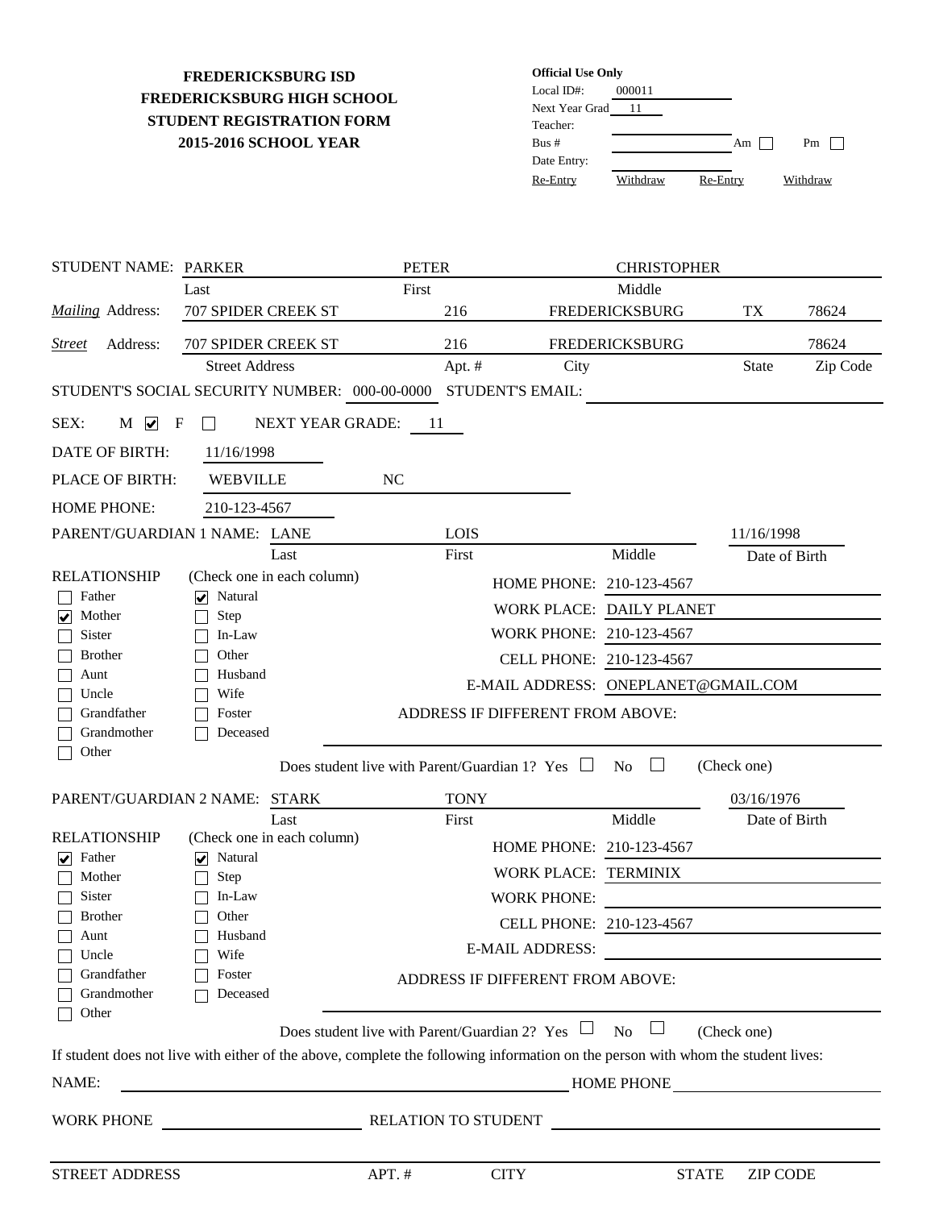**FREDERICKSBURG ISD**
**FREDERICKSBURG HIGH SCHOOL**
**STUDENT REGISTRATION FORM**
**2015-2016 SCHOOL YEAR**

**Official Use Only**
Local ID#: 000011
Next Year Grad 11
Teacher:
Bus #: Am ☐ Pm ☐
Date Entry:
Re-Entry Withdraw Re-Entry Withdraw

STUDENT NAME: PARKER (Last) PETER (First) CHRISTOPHER (Middle)

*Mailing* Address: 707 SPIDER CREEK ST 216 FREDERICKSBURG TX 78624

*Street* Address: 707 SPIDER CREEK ST 216 FREDERICKSBURG 78624

(Street Address | Apt. # | City | State | Zip Code)

STUDENT'S SOCIAL SECURITY NUMBER: 000-00-0000 STUDENT'S EMAIL:

SEX: M ☑ F ☐ NEXT YEAR GRADE: 11

DATE OF BIRTH: 11/16/1998

PLACE OF BIRTH: WEBVILLE NC

HOME PHONE: 210-123-4567

PARENT/GUARDIAN 1 NAME: LANE (Last) LOIS (First) (Middle) 11/16/1998 (Date of Birth)

RELATIONSHIP (Check one in each column)

- ☐ Father ☑ Natural
- ☑ Mother ☐ Step
- ☐ Sister ☐ In-Law
- ☐ Brother ☐ Other
- ☐ Aunt ☐ Husband
- ☐ Uncle ☐ Wife
- ☐ Grandfather ☐ Foster
- ☐ Grandmother ☐ Deceased
- ☐ Other

HOME PHONE: 210-123-4567
WORK PLACE: DAILY PLANET
WORK PHONE: 210-123-4567
CELL PHONE: 210-123-4567
E-MAIL ADDRESS: ONEPLANET@GMAIL.COM
ADDRESS IF DIFFERENT FROM ABOVE:

Does student live with Parent/Guardian 1? Yes ☐ No ☐ (Check one)

PARENT/GUARDIAN 2 NAME: STARK (Last) TONY (First) (Middle) 03/16/1976 (Date of Birth)

RELATIONSHIP (Check one in each column)

- ☑ Father ☑ Natural
- ☐ Mother ☐ Step
- ☐ Sister ☐ In-Law
- ☐ Brother ☐ Other
- ☐ Aunt ☐ Husband
- ☐ Uncle ☐ Wife
- ☐ Grandfather ☐ Foster
- ☐ Grandmother ☐ Deceased
- ☐ Other

HOME PHONE: 210-123-4567
WORK PLACE: TERMINIX
WORK PHONE:
CELL PHONE: 210-123-4567
E-MAIL ADDRESS:
ADDRESS IF DIFFERENT FROM ABOVE:

Does student live with Parent/Guardian 2? Yes ☐ No ☐ (Check one)

If student does not live with either of the above, complete the following information on the person with whom the student lives:

NAME: HOME PHONE

WORK PHONE RELATION TO STUDENT

STREET ADDRESS APT. # CITY STATE ZIP CODE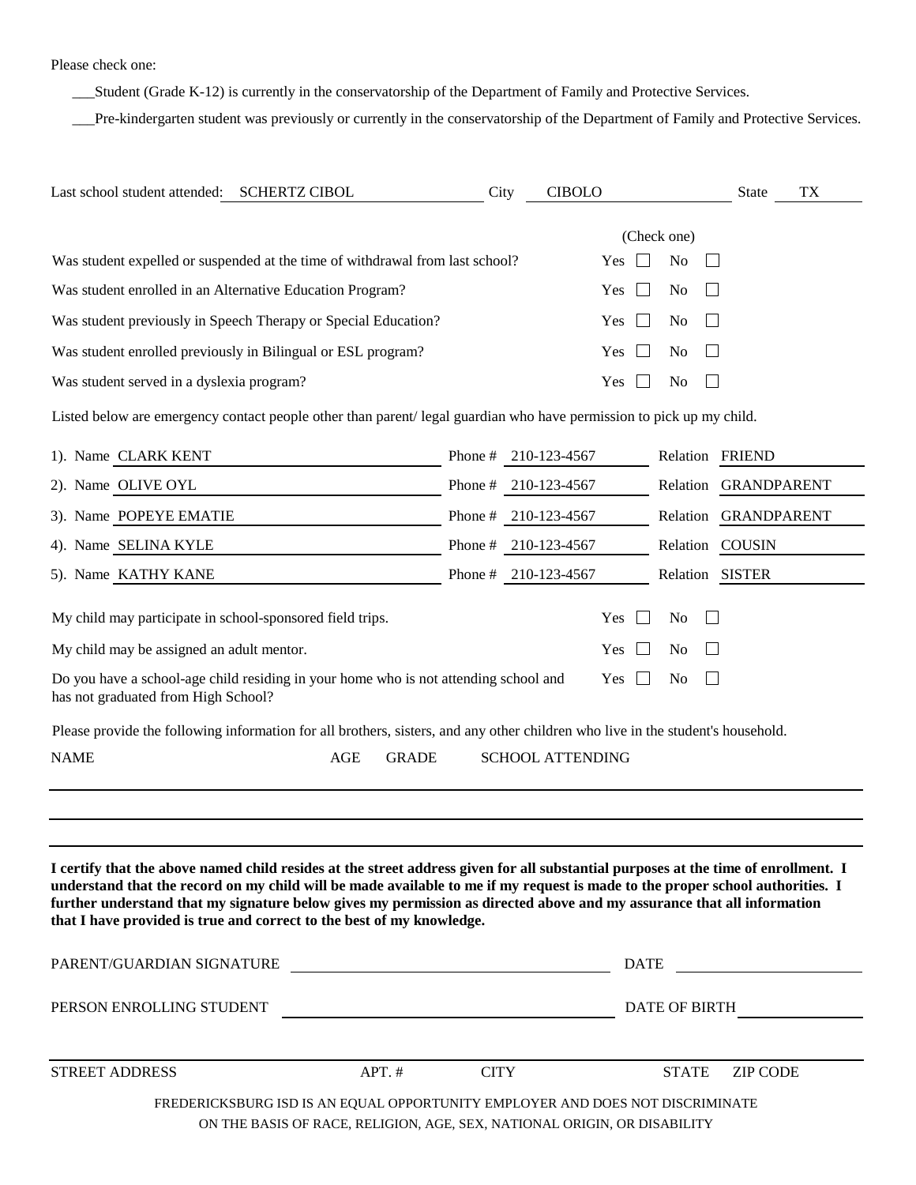Please check one:

___Student (Grade K-12) is currently in the conservatorship of the Department of Family and Protective Services.

___Pre-kindergarten student was previously or currently in the conservatorship of the Department of Family and Protective Services.

Last school student attended: SCHERTZ CIBOL City CIBOLO State TX

| | (Check one) |
|---|---|
| Was student expelled or suspended at the time of withdrawal from last school? | Yes ☐ No ☐ |
| Was student enrolled in an Alternative Education Program? | Yes ☐ No ☐ |
| Was student previously in Speech Therapy or Special Education? | Yes ☐ No ☐ |
| Was student enrolled previously in Bilingual or ESL program? | Yes ☐ No ☐ |
| Was student served in a dyslexia program? | Yes ☐ No ☐ |

Listed below are emergency contact people other than parent/ legal guardian who have permission to pick up my child.

| | Name | Phone # | Relation |
|---|---|---|---|
| 1). | CLARK KENT | 210-123-4567 | FRIEND |
| 2). | OLIVE OYL | 210-123-4567 | GRANDPARENT |
| 3). | POPEYE EMATIE | 210-123-4567 | GRANDPARENT |
| 4). | SELINA KYLE | 210-123-4567 | COUSIN |
| 5). | KATHY KANE | 210-123-4567 | SISTER |

| | |
|---|---|
| My child may participate in school-sponsored field trips. | Yes ☐ No ☐ |
| My child may be assigned an adult mentor. | Yes ☐ No ☐ |
| Do you have a school-age child residing in your home who is not attending school and has not graduated from High School? | Yes ☐ No ☐ |

Please provide the following information for all brothers, sisters, and any other children who live in the student's household.

| NAME | AGE | GRADE | SCHOOL ATTENDING |
|---|---|---|---|
| | | | |
| | | | |
| | | | |

**I certify that the above named child resides at the street address given for all substantial purposes at the time of enrollment. I understand that the record on my child will be made available to me if my request is made to the proper school authorities. I further understand that my signature below gives my permission as directed above and my assurance that all information that I have provided is true and correct to the best of my knowledge.**

PARENT/GUARDIAN SIGNATURE ______________________ DATE ____________

PERSON ENROLLING STUDENT ______________________ DATE OF BIRTH ____________

______________________________________________________________

STREET ADDRESS APT. # CITY STATE ZIP CODE

FREDERICKSBURG ISD IS AN EQUAL OPPORTUNITY EMPLOYER AND DOES NOT DISCRIMINATE ON THE BASIS OF RACE, RELIGION, AGE, SEX, NATIONAL ORIGIN, OR DISABILITY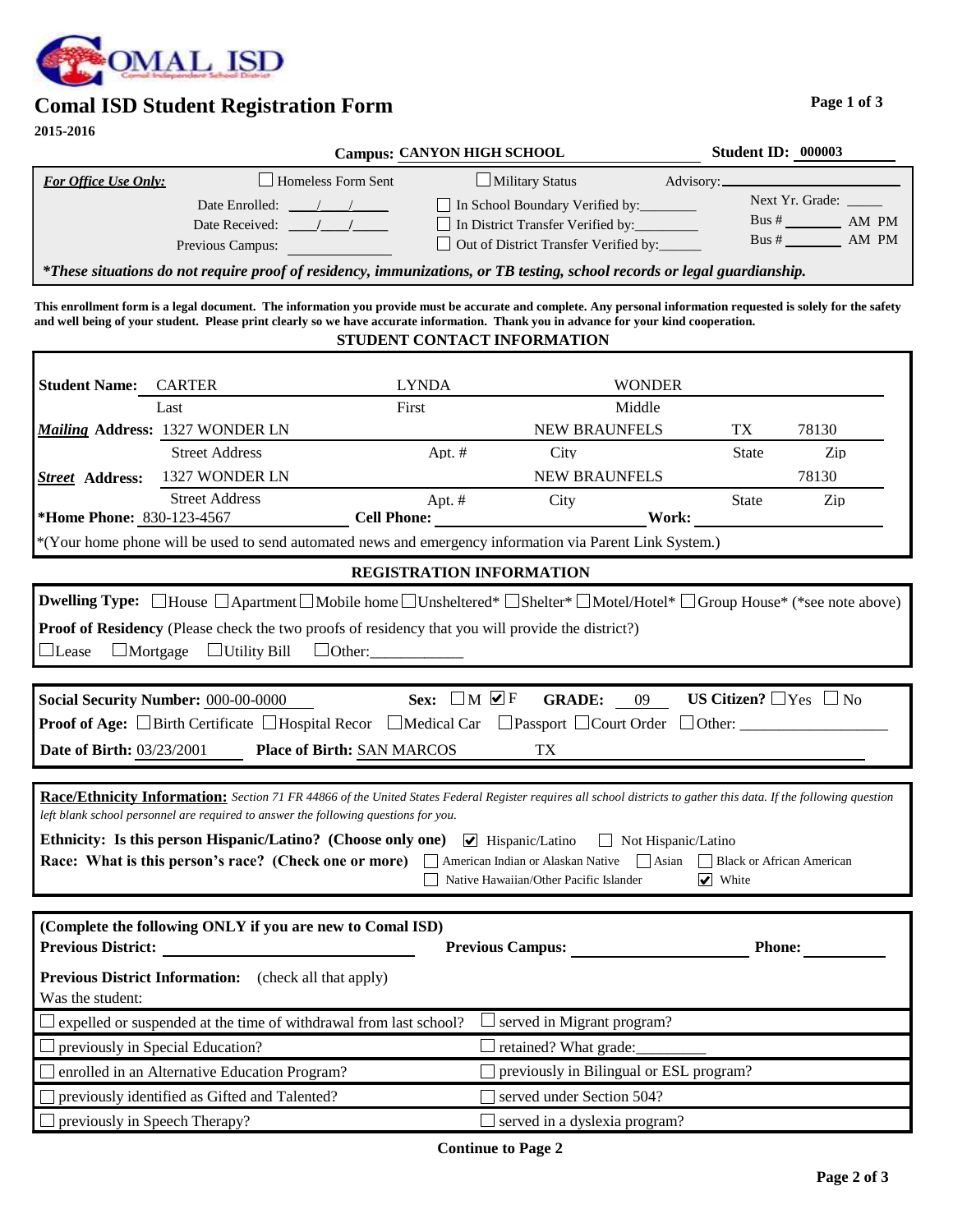COMAL ISD

# Comal ISD Student Registration Form

**2015-2016**

**Campus:** CANYON HIGH SCHOOL **Student ID:** 000003

| ***For Office Use Only:*** | ☐ Homeless Form Sent | ☐ Military Status | Advisory: |
|---|---|---|---|
| | Date Enrolled: ___/___/_____ | ☐ In School Boundary Verified by:________ | Next Yr. Grade: _____ |
| | Date Received: ___/___/_____ | ☐ In District Transfer Verified by:________ | Bus # _______ AM PM |
| | Previous Campus: __________ | ☐ Out of District Transfer Verified by:______ | Bus # _______ AM PM |

***These situations do not require proof of residency, immunizations, or TB testing, school records or legal guardianship.**

**This enrollment form is a legal document. The information you provide must be accurate and complete. Any personal information requested is solely for the safety and well being of your student. Please print clearly so we have accurate information. Thank you in advance for your kind cooperation.**

## STUDENT CONTACT INFORMATION

**Student Name:** CARTER (Last) LYNDA (First) WONDER (Middle)

***Mailing* Address:** 1327 WONDER LN (Street Address) Apt. # NEW BRAUNFELS (City) TX (State) 78130 (Zip)

***Street* Address:** 1327 WONDER LN (Street Address) Apt. # NEW BRAUNFELS (City) State 78130 (Zip)

***Home Phone:** 830-123-4567 **Cell Phone:** ________ **Work:** ________

*(Your home phone will be used to send automated news and emergency information via Parent Link System.)

## REGISTRATION INFORMATION

**Dwelling Type:** ☐ House ☐ Apartment ☐ Mobile home ☐ Unsheltered* ☐ Shelter* ☐ Motel/Hotel* ☐ Group House* (*see note above)

**Proof of Residency** (Please check the two proofs of residency that you will provide the district?)

☐ Lease ☐ Mortgage ☐ Utility Bill ☐ Other:___________

**Social Security Number:** 000-00-0000 **Sex:** ☐ M ☑ F **GRADE:** 09 **US Citizen?** ☐ Yes ☐ No

**Proof of Age:** ☐ Birth Certificate ☐ Hospital Recor ☐ Medical Car ☐ Passport ☐ Court Order ☐ Other: ________

**Date of Birth:** 03/23/2001 **Place of Birth:** SAN MARCOS TX

**Race/Ethnicity Information:** *Section 71 FR 44866 of the United States Federal Register requires all school districts to gather this data. If the following question left blank school personnel are required to answer the following questions for you.*

**Ethnicity: Is this person Hispanic/Latino? (Choose only one)** ☑ Hispanic/Latino ☐ Not Hispanic/Latino

**Race: What is this person's race? (Check one or more)** ☐ American Indian or Alaskan Native ☐ Asian ☐ Black or African American ☐ Native Hawaiian/Other Pacific Islander ☑ White

**(Complete the following ONLY if you are new to Comal ISD)**

**Previous District:** ________ **Previous Campus:** ________ **Phone:** ________

**Previous District Information:** (check all that apply)

Was the student:

| | |
|---|---|
| ☐ expelled or suspended at the time of withdrawal from last school? | ☐ served in Migrant program? |
| ☐ previously in Special Education? | ☐ retained? What grade:________ |
| ☐ enrolled in an Alternative Education Program? | ☐ previously in Bilingual or ESL program? |
| ☐ previously identified as Gifted and Talented? | ☐ served under Section 504? |
| ☐ previously in Speech Therapy? | ☐ served in a dyslexia program? |

**Continue to Page 2**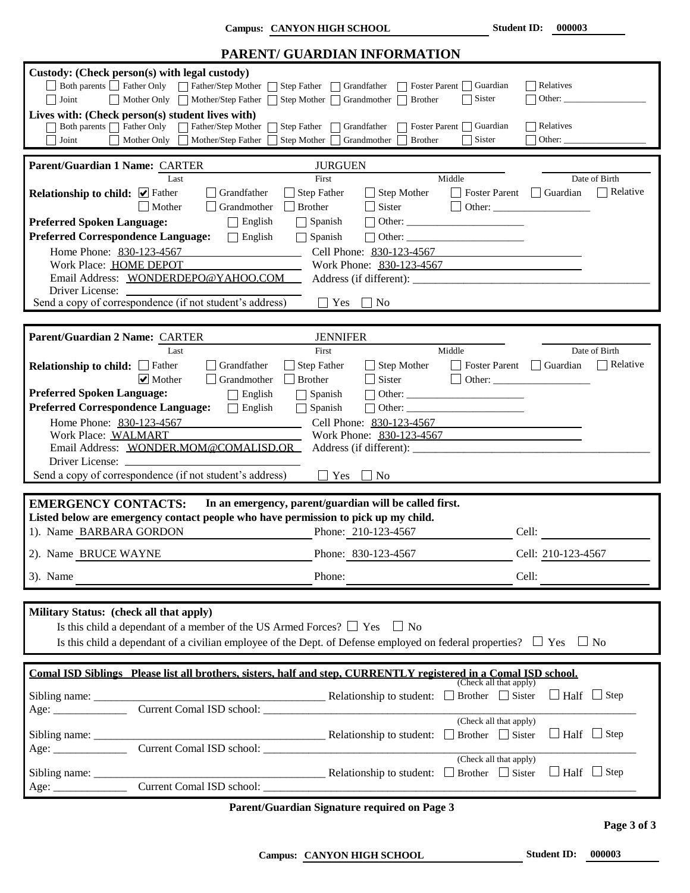Campus: **CANYON HIGH SCHOOL** Student ID: **000003**

## PARENT/ GUARDIAN INFORMATION

**Custody: (Check person(s) with legal custody)**

☐ Both parents ☐ Father Only ☐ Father/Step Mother ☐ Step Father ☐ Grandfather ☐ Foster Parent ☐ Guardian ☐ Relatives
☐ Joint ☐ Mother Only ☐ Mother/Step Father ☐ Step Mother ☐ Grandmother ☐ Brother ☐ Sister ☐ Other: ________

**Lives with: (Check person(s) student lives with)**

☐ Both parents ☐ Father Only ☐ Father/Step Mother ☐ Step Father ☐ Grandfather ☐ Foster Parent ☐ Guardian ☐ Relatives
☐ Joint ☐ Mother Only ☐ Mother/Step Father ☐ Step Mother ☐ Grandmother ☐ Brother ☐ Sister ☐ Other: ________

**Parent/Guardian 1 Name:** CARTER (Last) JURGUEN (First) ________ (Middle) ________ (Date of Birth)

**Relationship to child:** ☑ Father ☐ Grandfather ☐ Step Father ☐ Step Mother ☐ Foster Parent ☐ Guardian ☐ Relative
☐ Mother ☐ Grandmother ☐ Brother ☐ Sister ☐ Other: ________

**Preferred Spoken Language:** ☐ English ☐ Spanish ☐ Other: ________

**Preferred Correspondence Language:** ☐ English ☐ Spanish ☐ Other: ________

Home Phone: 830-123-4567 Cell Phone: 830-123-4567

Work Place: HOME DEPOT Work Phone: 830-123-4567

Email Address: WONDERDEPO@YAHOO.COM Address (if different): ________

Driver License: ________

Send a copy of correspondence (if not student's address) ☐ Yes ☐ No

**Parent/Guardian 2 Name:** CARTER (Last) JENNIFER (First) ________ (Middle) ________ (Date of Birth)

**Relationship to child:** ☐ Father ☐ Grandfather ☐ Step Father ☐ Step Mother ☐ Foster Parent ☐ Guardian ☐ Relative
☑ Mother ☐ Grandmother ☐ Brother ☐ Sister ☐ Other: ________

**Preferred Spoken Language:** ☐ English ☐ Spanish ☐ Other: ________

**Preferred Correspondence Language:** ☐ English ☐ Spanish ☐ Other: ________

Home Phone: 830-123-4567 Cell Phone: 830-123-4567

Work Place: WALMART Work Phone: 830-123-4567

Email Address: WONDER.MOM@COMALISD.OR Address (if different): ________

Driver License: ________

Send a copy of correspondence (if not student's address) ☐ Yes ☐ No

**EMERGENCY CONTACTS: In an emergency, parent/guardian will be called first.**

**Listed below are emergency contact people who have permission to pick up my child.**

| | Name | Phone | Cell |
|---|---|---|---|
| 1). | BARBARA GORDON | 210-123-4567 | |
| 2). | BRUCE WAYNE | 830-123-4567 | 210-123-4567 |
| 3). | | | |

**Military Status: (check all that apply)**

Is this child a dependant of a member of the US Armed Forces? ☐ Yes ☐ No

Is this child a dependant of a civilian employee of the Dept. of Defense employed on federal properties? ☐ Yes ☐ No

**Comal ISD Siblings Please list all brothers, sisters, half and step, CURRENTLY registered in a Comal ISD school.**

Sibling name: ________ Relationship to student: (Check all that apply) ☐ Brother ☐ Sister ☐ Half ☐ Step
Age: ________ Current Comal ISD school: ________

Sibling name: ________ Relationship to student: (Check all that apply) ☐ Brother ☐ Sister ☐ Half ☐ Step
Age: ________ Current Comal ISD school: ________

Sibling name: ________ Relationship to student: (Check all that apply) ☐ Brother ☐ Sister ☐ Half ☐ Step
Age: ________ Current Comal ISD school: ________

**Parent/Guardian Signature required on Page 3**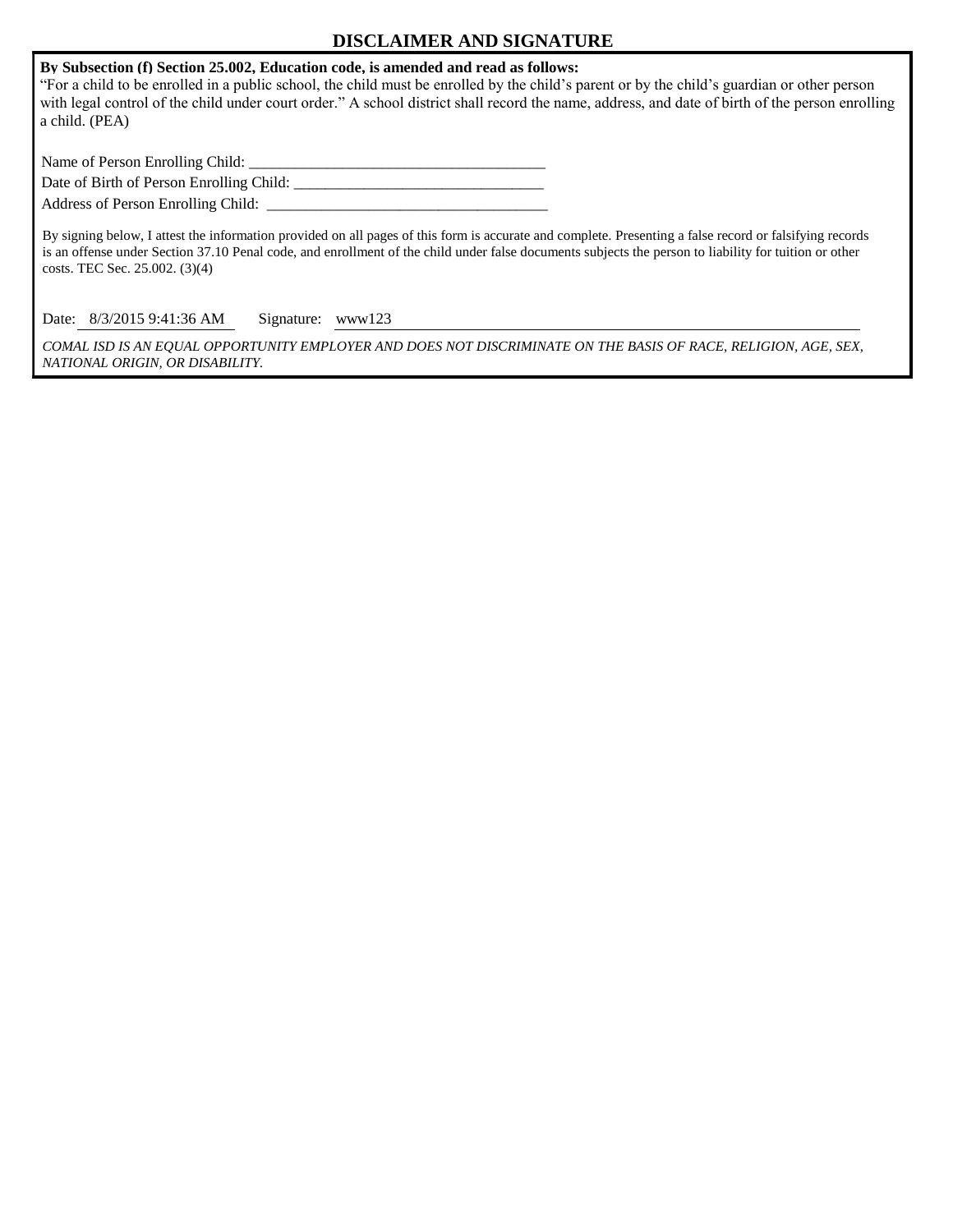## DISCLAIMER AND SIGNATURE

**By Subsection (f) Section 25.002, Education code, is amended and read as follows:**
"For a child to be enrolled in a public school, the child must be enrolled by the child's parent or by the child's guardian or other person with legal control of the child under court order." A school district shall record the name, address, and date of birth of the person enrolling a child. (PEA)

Name of Person Enrolling Child: ______________________________________

Date of Birth of Person Enrolling Child: _________________________________

Address of Person Enrolling Child: ____________________________________

By signing below, I attest the information provided on all pages of this form is accurate and complete. Presenting a false record or falsifying records is an offense under Section 37.10 Penal code, and enrollment of the child under false documents subjects the person to liability for tuition or other costs. TEC Sec. 25.002. (3)(4)

Date: 8/3/2015 9:41:36 AM Signature: www123

*COMAL ISD IS AN EQUAL OPPORTUNITY EMPLOYER AND DOES NOT DISCRIMINATE ON THE BASIS OF RACE, RELIGION, AGE, SEX, NATIONAL ORIGIN, OR DISABILITY.*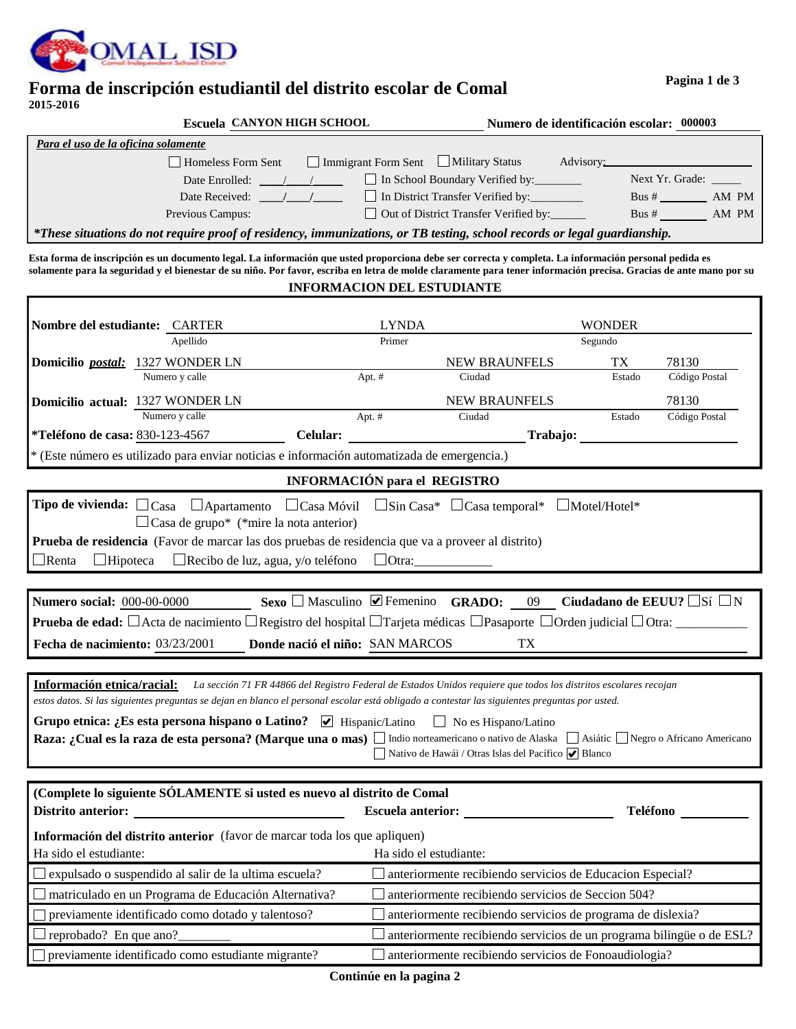COMAL ISD

# Forma de inscripción estudiantil del distrito escolar de Comal

**2015-2016**

**Escuela** CANYON HIGH SCHOOL **Numero de identificación escolar:** 000003

*Para el uso de la oficina solamente*

☐ Homeless Form Sent ☐ Immigrant Form Sent ☐ Military Status Advisory:______

Date Enrolled: ___/___/___ ☐ In School Boundary Verified by:________ Next Yr. Grade: _____

Date Received: ___/___/___ ☐ In District Transfer Verified by:________ Bus # _______ AM PM

Previous Campus: ☐ Out of District Transfer Verified by:______ Bus # _______ AM PM

***These situations do not require proof of residency, immunizations, or TB testing, school records or legal guardianship.**

**Esta forma de inscripción es un documento legal. La información que usted proporciona debe ser correcta y completa. La información personal pedida es solamente para la seguridad y el bienestar de su niño. Por favor, escriba en letra de molde claramente para tener información precisa. Gracias de ante mano por su**

## INFORMACION DEL ESTUDIANTE

**Nombre del estudiante:** CARTER (Apellido) LYNDA (Primer) WONDER (Segundo)

**Domicilio *postal:*** 1327 WONDER LN (Numero y calle) Apt. # NEW BRAUNFELS (Ciudad) TX (Estado) 78130 (Código Postal)

**Domicilio actual:** 1327 WONDER LN (Numero y calle) Apt. # NEW BRAUNFELS (Ciudad) Estado 78130 (Código Postal)

***Teléfono de casa:** 830-123-4567 **Celular:** ______ **Trabajo:** ______

\* (Este número es utilizado para enviar noticias e información automatizada de emergencia.)

## INFORMACIÓN para el REGISTRO

**Tipo de vivienda:** ☐ Casa ☐ Apartamento ☐ Casa Móvil ☐ Sin Casa* ☐ Casa temporal* ☐ Motel/Hotel* ☐ Casa de grupo* (*mire la nota anterior)

**Prueba de residencia** (Favor de marcar las dos pruebas de residencia que va a proveer al distrito)

☐ Renta ☐ Hipoteca ☐ Recibo de luz, agua, y/o teléfono ☐ Otra:___________

**Numero social:** 000-00-0000 **Sexo** ☐ Masculino ☑ Femenino **GRADO:** 09 **Ciudadano de EEUU?** ☐ Sí ☐ N

**Prueba de edad:** ☐ Acta de nacimiento ☐ Registro del hospital ☐ Tarjeta médicas ☐ Pasaporte ☐ Orden judicial ☐ Otra: __________

**Fecha de nacimiento:** 03/23/2001 **Donde nació el niño:** SAN MARCOS TX

**Información etnica/racial:** *La sección 71 FR 44866 del Registro Federal de Estados Unidos requiere que todos los distritos escolares recojan estos datos. Si las siguientes preguntas se dejan en blanco el personal escolar está obligado a contestar las siguientes preguntas por usted.*

**Grupo etnica: ¿Es esta persona hispano o Latino?** ☑ Hispanic/Latino ☐ No es Hispano/Latino

**Raza: ¿Cual es la raza de esta persona? (Marque una o mas)** ☐ Indio norteamericano o nativo de Alaska ☐ Asiátic ☐ Negro o Africano Americano ☐ Nativo de Hawái / Otras Islas del Pacífico ☑ Blanco

**(Complete lo siguiente SÓLAMENTE si usted es nuevo al distrito de Comal**

**Distrito anterior:** __________ **Escuela anterior:** __________ **Teléfono** ______

**Información del distrito anterior** (favor de marcar toda los que apliquen)

| Ha sido el estudiante: | Ha sido el estudiante: |
|---|---|
| ☐ expulsado o suspendido al salir de la ultima escuela? | ☐ anteriormente recibiendo servicios de Educacion Especial? |
| ☐ matriculado en un Programa de Educación Alternativa? | ☐ anteriormente recibiendo servicios de Seccion 504? |
| ☐ previamente identificado como dotado y talentoso? | ☐ anteriormente recibiendo servicios de programa de dislexia? |
| ☐ reprobado? En que ano?________ | ☐ anteriormente recibiendo servicios de un programa bilingüe o de ESL? |
| ☐ previamente identificado como estudiante migrante? | ☐ anteriormente recibiendo servicios de Fonoaudiologia? |

**Continúe en la pagina 2**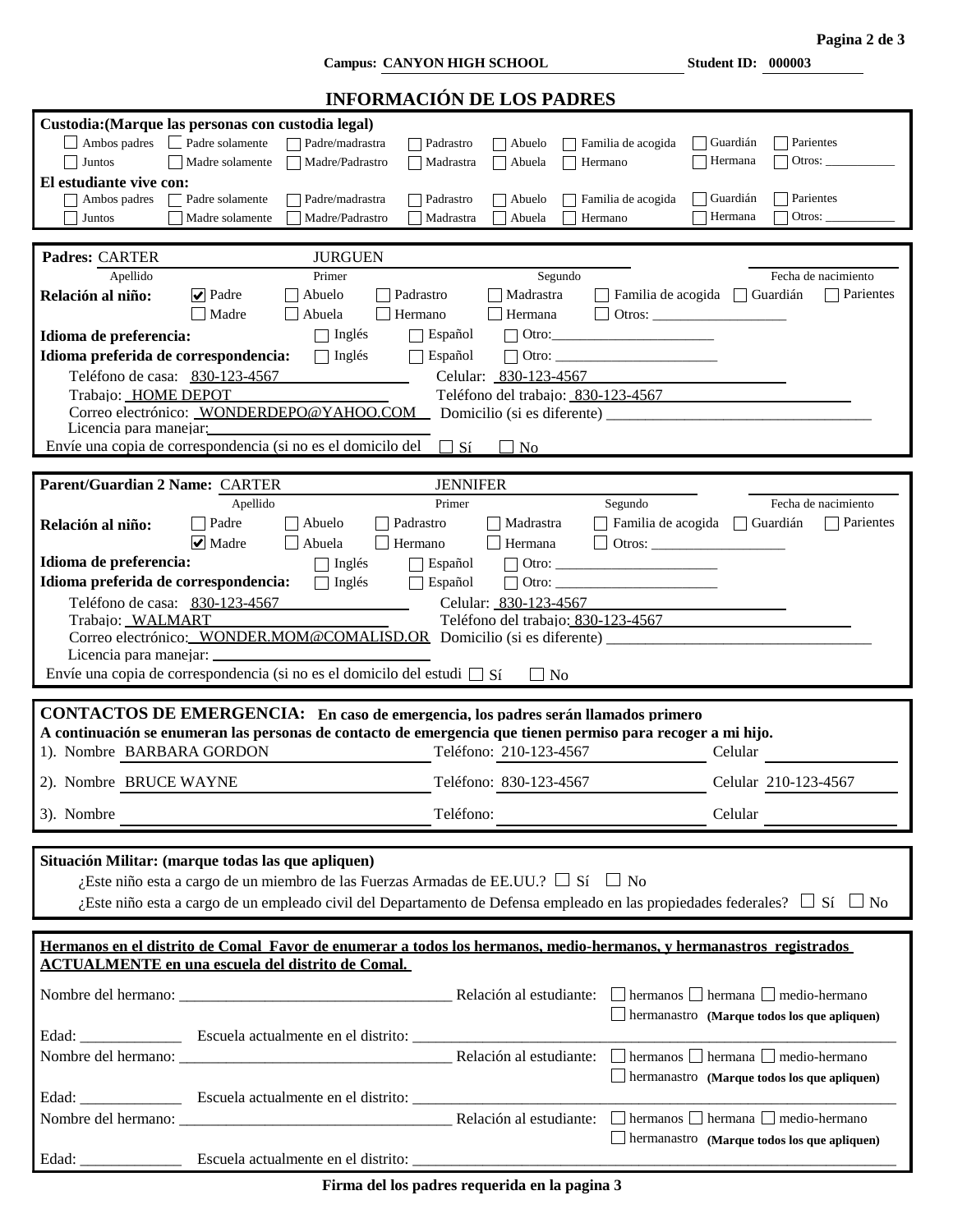**Campus:** CANYON HIGH SCHOOL **Student ID:** 000003

# INFORMACIÓN DE LOS PADRES

**Custodia:(Marque las personas con custodia legal)**

☐ Ambos padres ☐ Padre solamente ☐ Padre/madrastra ☐ Padrastro ☐ Abuelo ☐ Familia de acogida ☐ Guardián ☐ Parientes
☐ Juntos ☐ Madre solamente ☐ Madre/Padrastro ☐ Madrastra ☐ Abuela ☐ Hermano ☐ Hermana ☐ Otros: ___________

**El estudiante vive con:**

☐ Ambos padres ☐ Padre solamente ☐ Padre/madrastra ☐ Padrastro ☐ Abuelo ☐ Familia de acogida ☐ Guardián ☐ Parientes
☐ Juntos ☐ Madre solamente ☐ Madre/Padrastro ☐ Madrastra ☐ Abuela ☐ Hermano ☐ Hermana ☐ Otros: ___________

---

**Padres:** CARTER (Apellido) JURGUEN (Primer) ________ (Segundo) ________ (Fecha de nacimiento)

**Relación al niño:** ☑ Padre ☐ Abuelo ☐ Padrastro ☐ Madrastra ☐ Familia de acogida ☐ Guardián ☐ Parientes
☐ Madre ☐ Abuela ☐ Hermano ☐ Hermana ☐ Otros: ___________________

**Idioma de preferencia:** ☐ Inglés ☐ Español ☐ Otro:_______________________

**Idioma preferida de correspondencia:** ☐ Inglés ☐ Español ☐ Otro: _______________________

Teléfono de casa: 830-123-4567 Celular: 830-123-4567

Trabajo: HOME DEPOT Teléfono del trabajo: 830-123-4567

Correo electrónico: WONDERDEPO@YAHOO.COM Domicilio (si es diferente) __________________________________

Licencia para manejar: ________________

Envíe una copia de correspondencia (si no es el domicilo del ☐ Sí ☐ No

---

**Parent/Guardian 2 Name:** CARTER (Apellido) JENNIFER (Primer) ________ (Segundo) ________ (Fecha de nacimiento)

**Relación al niño:** ☐ Padre ☐ Abuelo ☐ Padrastro ☐ Madrastra ☐ Familia de acogida ☐ Guardián ☐ Parientes
☑ Madre ☐ Abuela ☐ Hermano ☐ Hermana ☐ Otros: ___________________

**Idioma de preferencia:** ☐ Inglés ☐ Español ☐ Otro: _______________________

**Idioma preferida de correspondencia:** ☐ Inglés ☐ Español ☐ Otro: _______________________

Teléfono de casa: 830-123-4567 Celular: 830-123-4567

Trabajo: WALMART Teléfono del trabajo: 830-123-4567

Correo electrónico: WONDER.MOM@COMALISD.OR Domicilio (si es diferente) __________________________________

Licencia para manejar: ________________

Envíe una copia de correspondencia (si no es el domicilo del estudi ☐ Sí ☐ No

---

**CONTACTOS DE EMERGENCIA: En caso de emergencia, los padres serán llamados primero**

**A continuación se enumeran las personas de contacto de emergencia que tienen permiso para recoger a mi hijo.**

1). Nombre BARBARA GORDON Teléfono: 210-123-4567 Celular ________

2). Nombre BRUCE WAYNE Teléfono: 830-123-4567 Celular 210-123-4567

3). Nombre ________ Teléfono: ________ Celular ________

---

**Situación Militar: (marque todas las que apliquen)**

¿Este niño esta a cargo de un miembro de las Fuerzas Armadas de EE.UU.? ☐ Sí ☐ No

¿Este niño esta a cargo de un empleado civil del Departamento de Defensa empleado en las propiedades federales? ☐ Sí ☐ No

---

**Hermanos en el distrito de Comal Favor de enumerar a todos los hermanos, medio-hermanos, y hermanastros registrados ACTUALMENTE en una escuela del distrito de Comal.**

Nombre del hermano: __________________________________ Relación al estudiante: ☐ hermanos ☐ hermana ☐ medio-hermano ☐ hermanastro **(Marque todos los que apliquen)**

Edad: _____________ Escuela actualmente en el distrito: ____________________________________________

Nombre del hermano: __________________________________ Relación al estudiante: ☐ hermanos ☐ hermana ☐ medio-hermano ☐ hermanastro **(Marque todos los que apliquen)**

Edad: _____________ Escuela actualmente en el distrito: ____________________________________________

Nombre del hermano: __________________________________ Relación al estudiante: ☐ hermanos ☐ hermana ☐ medio-hermano ☐ hermanastro **(Marque todos los que apliquen)**

Edad: _____________ Escuela actualmente en el distrito: ____________________________________________

**Firma del los padres requerida en la pagina 3**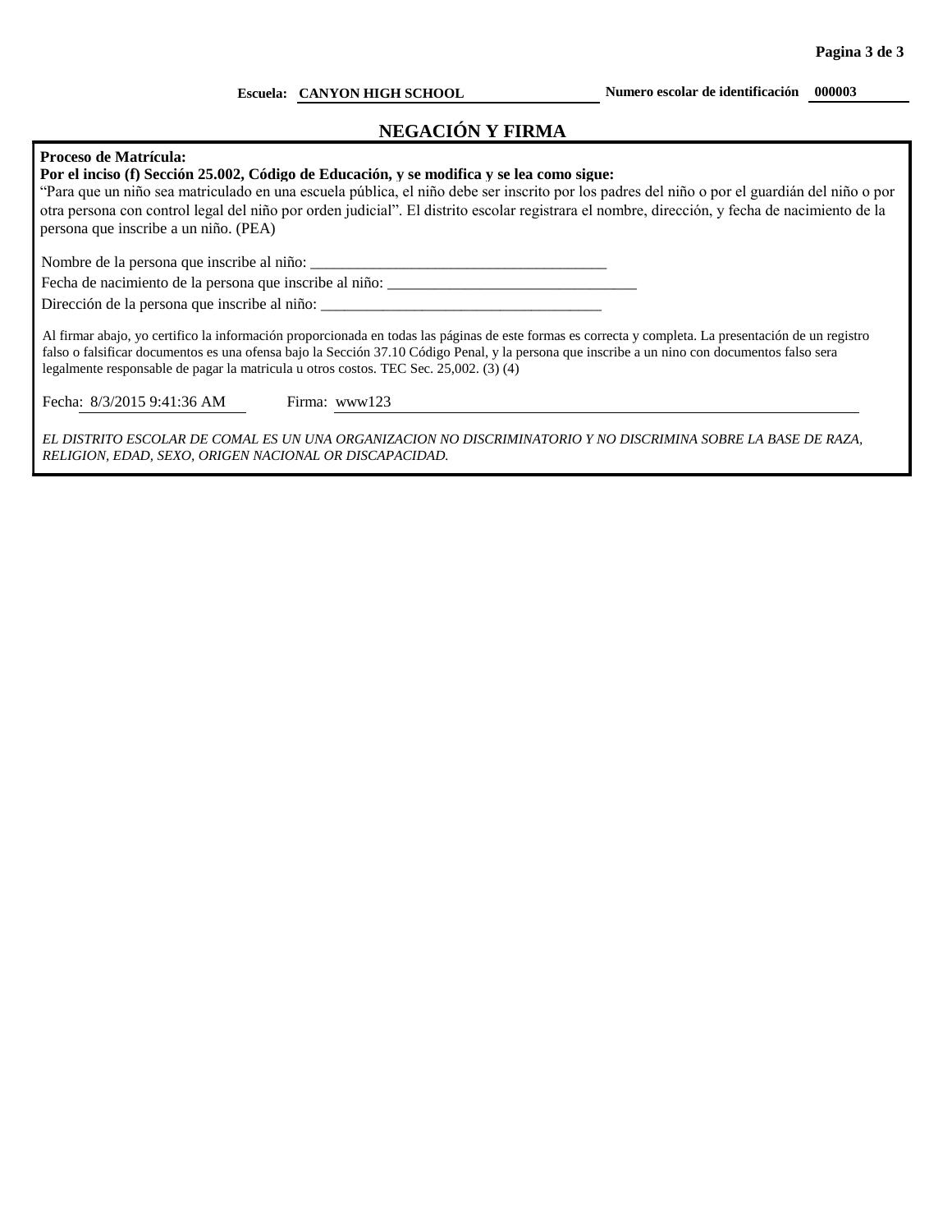**Escuela:** CANYON HIGH SCHOOL **Numero escolar de identificación** 000003

## NEGACIÓN Y FIRMA

**Proceso de Matrícula:**
**Por el inciso (f) Sección 25.002, Código de Educación, y se modifica y se lea como sigue:**
"Para que un niño sea matriculado en una escuela pública, el niño debe ser inscrito por los padres del niño o por el guardián del niño o por otra persona con control legal del niño por orden judicial". El distrito escolar registrara el nombre, dirección, y fecha de nacimiento de la persona que inscribe a un niño. (PEA)

Nombre de la persona que inscribe al niño: ______________________________________

Fecha de nacimiento de la persona que inscribe al niño: ________________________________

Dirección de la persona que inscribe al niño: ____________________________________

Al firmar abajo, yo certifico la información proporcionada en todas las páginas de este formas es correcta y completa. La presentación de un registro falso o falsificar documentos es una ofensa bajo la Sección 37.10 Código Penal, y la persona que inscribe a un nino con documentos falso sera legalmente responsable de pagar la matricula u otros costos. TEC Sec. 25,002. (3) (4)

Fecha: 8/3/2015 9:41:36 AM Firma: www123

*EL DISTRITO ESCOLAR DE COMAL ES UN UNA ORGANIZACION NO DISCRIMINATORIO Y NO DISCRIMINA SOBRE LA BASE DE RAZA, RELIGION, EDAD, SEXO, ORIGEN NACIONAL OR DISCAPACIDAD.*